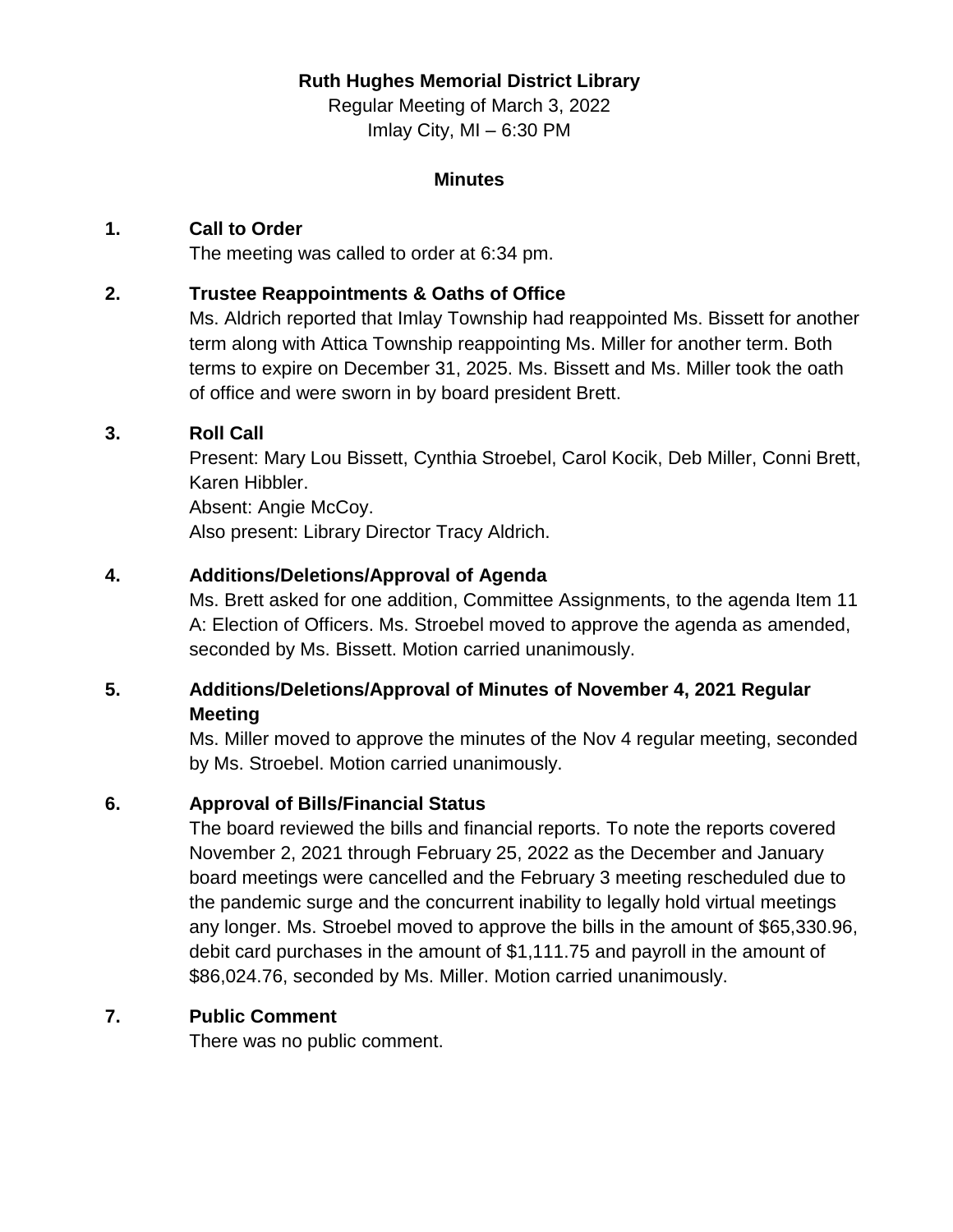**Ruth Hughes Memorial District Library**

Regular Meeting of March 3, 2022

Imlay City, MI – 6:30 PM

**Minutes**

**1. Call to Order**

The meeting was called to order at 6:34 pm.

**2. Trustee Reappointments & Oaths of Office**

Ms. Aldrich reported that Imlay Township had reappointed Ms. Bissett for another term along with Attica Township reappointing Ms. Miller for another term. Both terms to expire on December 31, 2025. Ms. Bissett and Ms. Miller took the oath of office and were sworn in by board president Brett.

**3. Roll Call**

Present: Mary Lou Bissett, Cynthia Stroebel, Carol Kocik, Deb Miller, Conni Brett, Karen Hibbler.

Absent: Angie McCoy.

Also present: Library Director Tracy Aldrich.

**4. Additions/Deletions/Approval of Agenda**

Ms. Brett asked for one addition, Committee Assignments, to the agenda Item 11 A: Election of Officers. Ms. Stroebel moved to approve the agenda as amended, seconded by Ms. Bissett. Motion carried unanimously.

**5. Additions/Deletions/Approval of Minutes of November 4, 2021 Regular Meeting**

Ms. Miller moved to approve the minutes of the Nov 4 regular meeting, seconded by Ms. Stroebel. Motion carried unanimously.

**6. Approval of Bills/Financial Status**

The board reviewed the bills and financial reports. To note the reports covered November 2, 2021 through February 25, 2022 as the December and January board meetings were cancelled and the February 3 meeting rescheduled due to the pandemic surge and the concurrent inability to legally hold virtual meetings any longer. Ms. Stroebel moved to approve the bills in the amount of $65,330.96, debit card purchases in the amount of $1,111.75 and payroll in the amount of $86,024.76, seconded by Ms. Miller. Motion carried unanimously.

**7. Public Comment**

There was no public comment.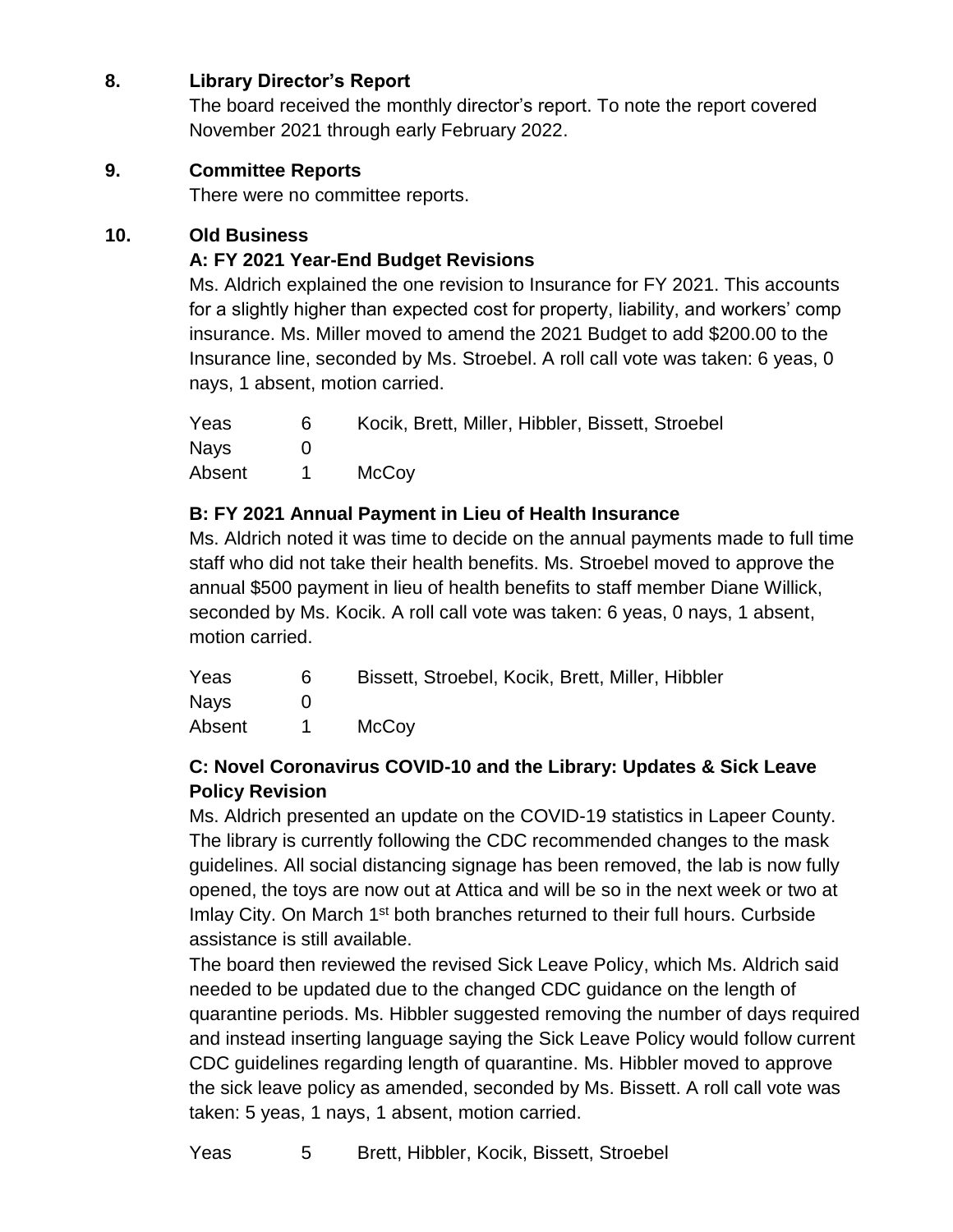## 8. Library Director's Report

The board received the monthly director's report. To note the report covered November 2021 through early February 2022.

## 9. Committee Reports

There were no committee reports.

## 10. Old Business

### A: FY 2021 Year-End Budget Revisions

Ms. Aldrich explained the one revision to Insurance for FY 2021. This accounts for a slightly higher than expected cost for property, liability, and workers' comp insurance. Ms. Miller moved to amend the 2021 Budget to add $200.00 to the Insurance line, seconded by Ms. Stroebel. A roll call vote was taken: 6 yeas, 0 nays, 1 absent, motion carried.

| | | |
|---|---|---|
| Yeas | 6 | Kocik, Brett, Miller, Hibbler, Bissett, Stroebel |
| Nays | 0 | |
| Absent | 1 | McCoy |

### B: FY 2021 Annual Payment in Lieu of Health Insurance

Ms. Aldrich noted it was time to decide on the annual payments made to full time staff who did not take their health benefits. Ms. Stroebel moved to approve the annual $500 payment in lieu of health benefits to staff member Diane Willick, seconded by Ms. Kocik. A roll call vote was taken: 6 yeas, 0 nays, 1 absent, motion carried.

| | | |
|---|---|---|
| Yeas | 6 | Bissett, Stroebel, Kocik, Brett, Miller, Hibbler |
| Nays | 0 | |
| Absent | 1 | McCoy |

### C: Novel Coronavirus COVID-10 and the Library: Updates & Sick Leave Policy Revision

Ms. Aldrich presented an update on the COVID-19 statistics in Lapeer County. The library is currently following the CDC recommended changes to the mask guidelines. All social distancing signage has been removed, the lab is now fully opened, the toys are now out at Attica and will be so in the next week or two at Imlay City. On March 1st both branches returned to their full hours. Curbside assistance is still available.

The board then reviewed the revised Sick Leave Policy, which Ms. Aldrich said needed to be updated due to the changed CDC guidance on the length of quarantine periods. Ms. Hibbler suggested removing the number of days required and instead inserting language saying the Sick Leave Policy would follow current CDC guidelines regarding length of quarantine. Ms. Hibbler moved to approve the sick leave policy as amended, seconded by Ms. Bissett. A roll call vote was taken: 5 yeas, 1 nays, 1 absent, motion carried.

| | | |
|---|---|---|
| Yeas | 5 | Brett, Hibbler, Kocik, Bissett, Stroebel |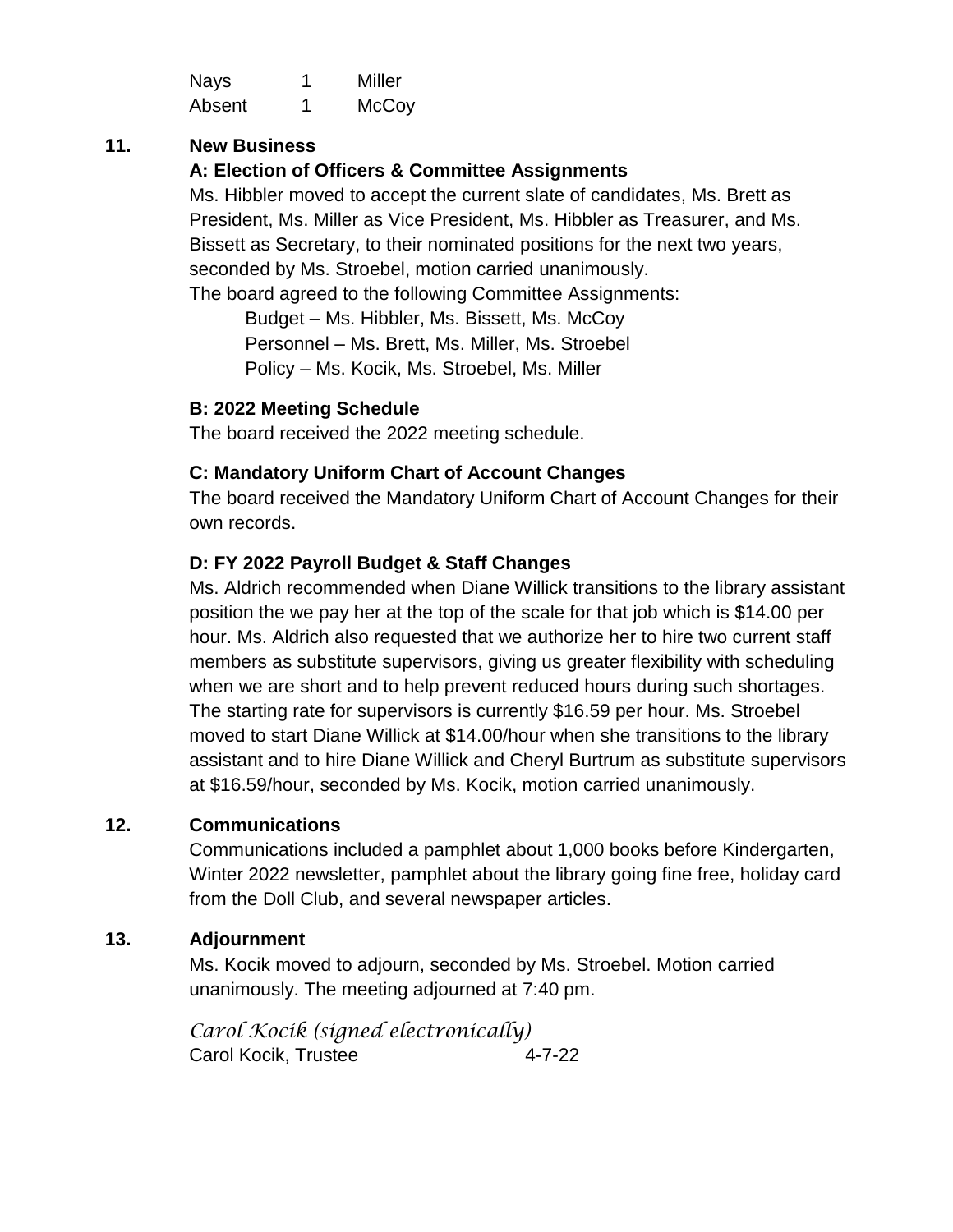| | | |
|---|---|---|
| Nays | 1 | Miller |
| Absent | 1 | McCoy |

## 11. New Business

### A: Election of Officers & Committee Assignments

Ms. Hibbler moved to accept the current slate of candidates, Ms. Brett as President, Ms. Miller as Vice President, Ms. Hibbler as Treasurer, and Ms. Bissett as Secretary, to their nominated positions for the next two years, seconded by Ms. Stroebel, motion carried unanimously.

The board agreed to the following Committee Assignments:

Budget – Ms. Hibbler, Ms. Bissett, Ms. McCoy
Personnel – Ms. Brett, Ms. Miller, Ms. Stroebel
Policy – Ms. Kocik, Ms. Stroebel, Ms. Miller

### B: 2022 Meeting Schedule

The board received the 2022 meeting schedule.

### C: Mandatory Uniform Chart of Account Changes

The board received the Mandatory Uniform Chart of Account Changes for their own records.

### D: FY 2022 Payroll Budget & Staff Changes

Ms. Aldrich recommended when Diane Willick transitions to the library assistant position the we pay her at the top of the scale for that job which is $14.00 per hour. Ms. Aldrich also requested that we authorize her to hire two current staff members as substitute supervisors, giving us greater flexibility with scheduling when we are short and to help prevent reduced hours during such shortages. The starting rate for supervisors is currently $16.59 per hour. Ms. Stroebel moved to start Diane Willick at $14.00/hour when she transitions to the library assistant and to hire Diane Willick and Cheryl Burtrum as substitute supervisors at $16.59/hour, seconded by Ms. Kocik, motion carried unanimously.

## 12. Communications

Communications included a pamphlet about 1,000 books before Kindergarten, Winter 2022 newsletter, pamphlet about the library going fine free, holiday card from the Doll Club, and several newspaper articles.

## 13. Adjournment

Ms. Kocik moved to adjourn, seconded by Ms. Stroebel. Motion carried unanimously. The meeting adjourned at 7:40 pm.

*Carol Kocik (signed electronically)*
Carol Kocik, Trustee 4-7-22